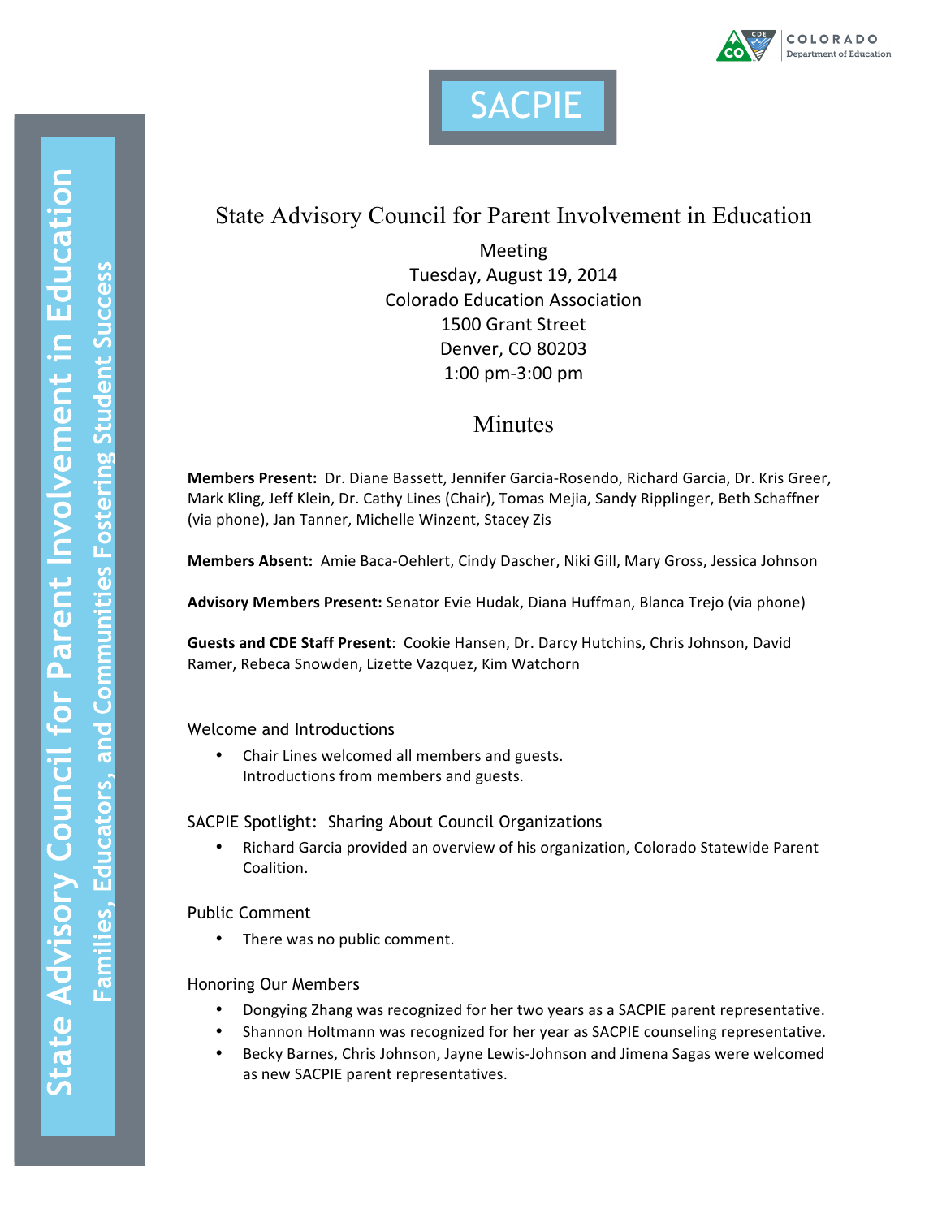# SACPIE

## State Advisory Council for Parent Involvement in Education

Meeting
Tuesday, August 19, 2014
Colorado Education Association
1500 Grant Street
Denver, CO 80203
1:00 pm-3:00 pm

## Minutes

**Members Present:** Dr. Diane Bassett, Jennifer Garcia-Rosendo, Richard Garcia, Dr. Kris Greer, Mark Kling, Jeff Klein, Dr. Cathy Lines (Chair), Tomas Mejia, Sandy Ripplinger, Beth Schaffner (via phone), Jan Tanner, Michelle Winzent, Stacey Zis

**Members Absent:** Amie Baca-Oehlert, Cindy Dascher, Niki Gill, Mary Gross, Jessica Johnson

**Advisory Members Present:** Senator Evie Hudak, Diana Huffman, Blanca Trejo (via phone)

**Guests and CDE Staff Present**: Cookie Hansen, Dr. Darcy Hutchins, Chris Johnson, David Ramer, Rebeca Snowden, Lizette Vazquez, Kim Watchorn

### Welcome and Introductions

- Chair Lines welcomed all members and guests.
  Introductions from members and guests.

### SACPIE Spotlight: Sharing About Council Organizations

- Richard Garcia provided an overview of his organization, Colorado Statewide Parent Coalition.

### Public Comment

- There was no public comment.

### Honoring Our Members

- Dongying Zhang was recognized for her two years as a SACPIE parent representative.
- Shannon Holtmann was recognized for her year as SACPIE counseling representative.
- Becky Barnes, Chris Johnson, Jayne Lewis-Johnson and Jimena Sagas were welcomed as new SACPIE parent representatives.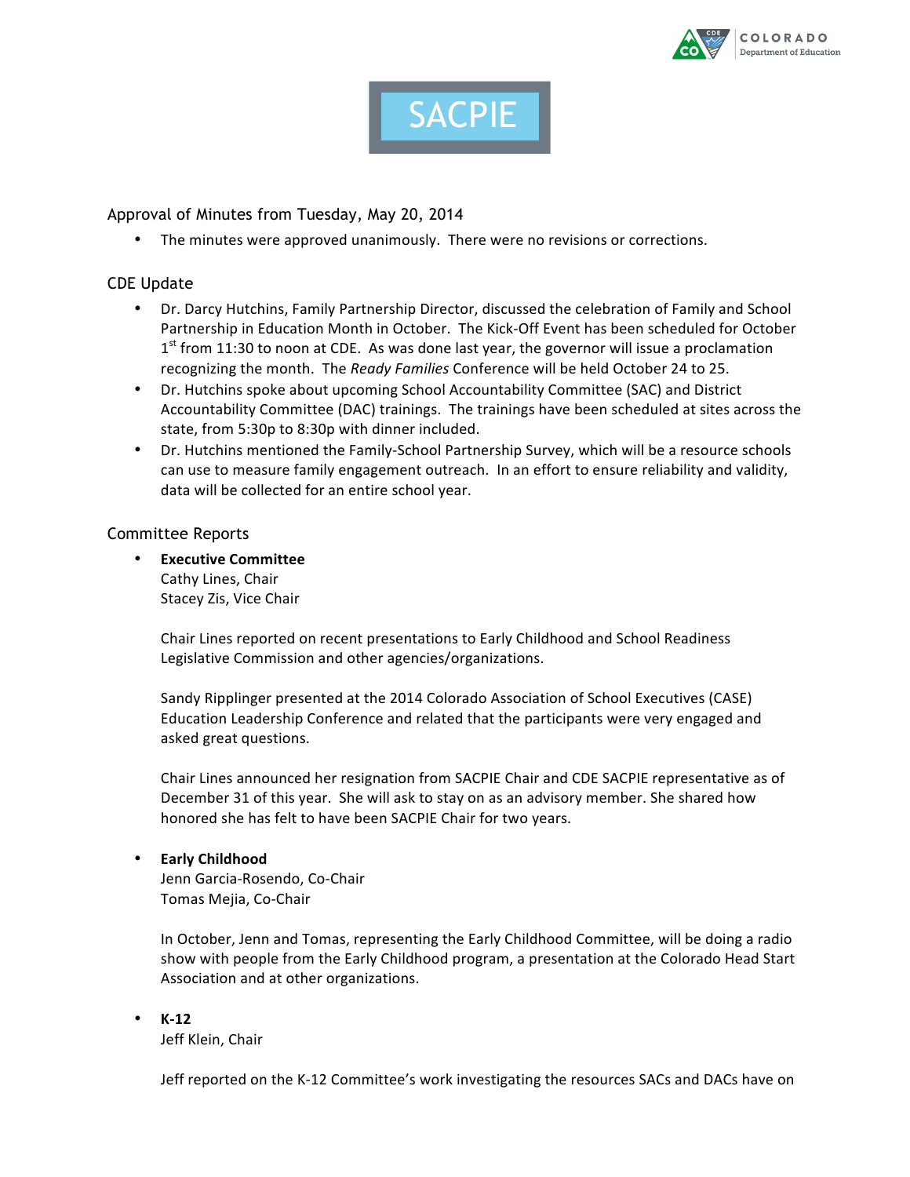# SACPIE

## Approval of Minutes from Tuesday, May 20, 2014

- The minutes were approved unanimously. There were no revisions or corrections.

## CDE Update

- Dr. Darcy Hutchins, Family Partnership Director, discussed the celebration of Family and School Partnership in Education Month in October. The Kick-Off Event has been scheduled for October 1st from 11:30 to noon at CDE. As was done last year, the governor will issue a proclamation recognizing the month. The *Ready Families* Conference will be held October 24 to 25.
- Dr. Hutchins spoke about upcoming School Accountability Committee (SAC) and District Accountability Committee (DAC) trainings. The trainings have been scheduled at sites across the state, from 5:30p to 8:30p with dinner included.
- Dr. Hutchins mentioned the Family-School Partnership Survey, which will be a resource schools can use to measure family engagement outreach. In an effort to ensure reliability and validity, data will be collected for an entire school year.

## Committee Reports

- **Executive Committee**
  Cathy Lines, Chair
  Stacey Zis, Vice Chair

  Chair Lines reported on recent presentations to Early Childhood and School Readiness Legislative Commission and other agencies/organizations.

  Sandy Ripplinger presented at the 2014 Colorado Association of School Executives (CASE) Education Leadership Conference and related that the participants were very engaged and asked great questions.

  Chair Lines announced her resignation from SACPIE Chair and CDE SACPIE representative as of December 31 of this year. She will ask to stay on as an advisory member. She shared how honored she has felt to have been SACPIE Chair for two years.

- **Early Childhood**
  Jenn Garcia-Rosendo, Co-Chair
  Tomas Mejia, Co-Chair

  In October, Jenn and Tomas, representing the Early Childhood Committee, will be doing a radio show with people from the Early Childhood program, a presentation at the Colorado Head Start Association and at other organizations.

- **K-12**
  Jeff Klein, Chair

  Jeff reported on the K-12 Committee's work investigating the resources SACs and DACs have on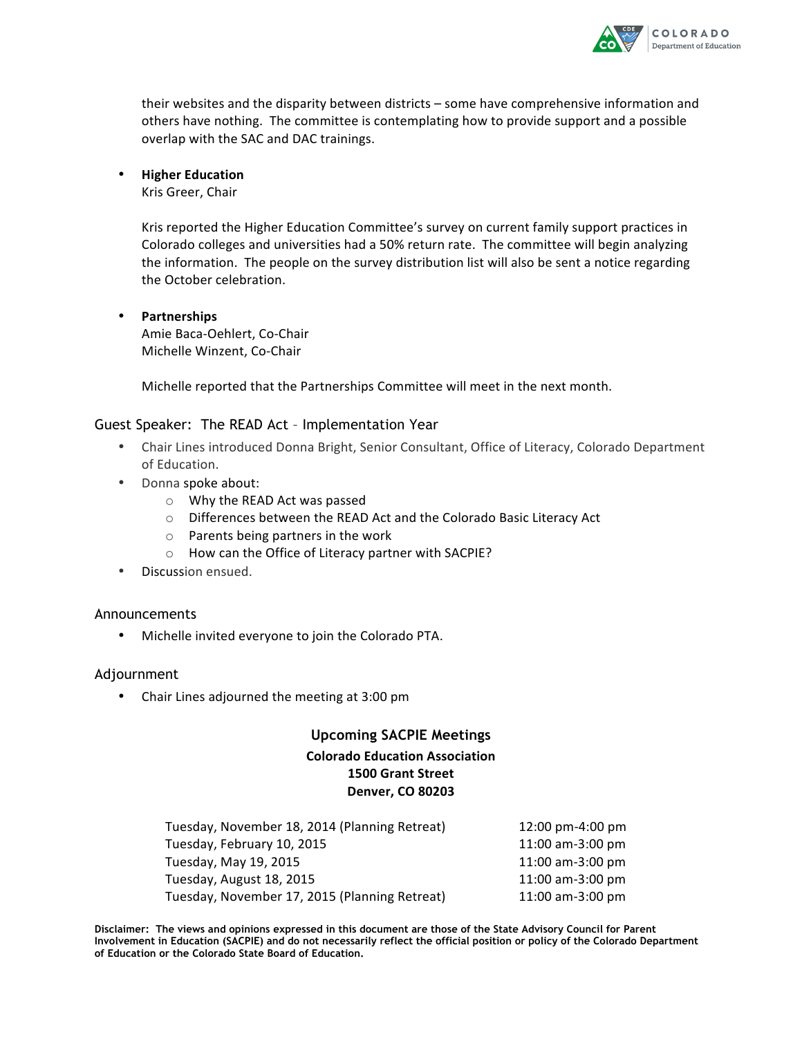their websites and the disparity between districts – some have comprehensive information and others have nothing. The committee is contemplating how to provide support and a possible overlap with the SAC and DAC trainings.

- **Higher Education**
  Kris Greer, Chair

  Kris reported the Higher Education Committee's survey on current family support practices in Colorado colleges and universities had a 50% return rate. The committee will begin analyzing the information. The people on the survey distribution list will also be sent a notice regarding the October celebration.

- **Partnerships**
  Amie Baca-Oehlert, Co-Chair
  Michelle Winzent, Co-Chair

  Michelle reported that the Partnerships Committee will meet in the next month.

## Guest Speaker: The READ Act - Implementation Year

- Chair Lines introduced Donna Bright, Senior Consultant, Office of Literacy, Colorado Department of Education.
- Donna spoke about:
  - Why the READ Act was passed
  - Differences between the READ Act and the Colorado Basic Literacy Act
  - Parents being partners in the work
  - How can the Office of Literacy partner with SACPIE?
- Discussion ensued.

## Announcements

- Michelle invited everyone to join the Colorado PTA.

## Adjournment

- Chair Lines adjourned the meeting at 3:00 pm

**Upcoming SACPIE Meetings**
**Colorado Education Association**
**1500 Grant Street**
**Denver, CO 80203**

| | |
|---|---|
| Tuesday, November 18, 2014 (Planning Retreat) | 12:00 pm-4:00 pm |
| Tuesday, February 10, 2015 | 11:00 am-3:00 pm |
| Tuesday, May 19, 2015 | 11:00 am-3:00 pm |
| Tuesday, August 18, 2015 | 11:00 am-3:00 pm |
| Tuesday, November 17, 2015 (Planning Retreat) | 11:00 am-3:00 pm |

**Disclaimer: The views and opinions expressed in this document are those of the State Advisory Council for Parent Involvement in Education (SACPIE) and do not necessarily reflect the official position or policy of the Colorado Department of Education or the Colorado State Board of Education.**